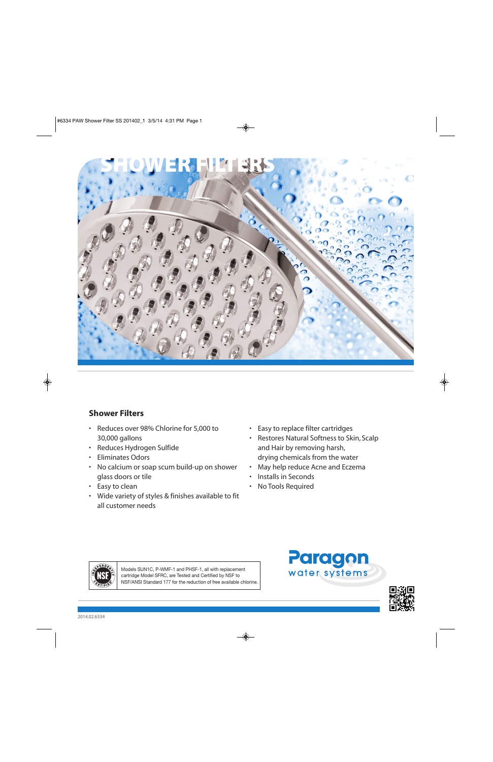# SHOWER FILTERS

## Shower Filters

- Reduces over 98% Chlorine for 5,000 to 30,000 gallons
- Reduces Hydrogen Sulfide
- Eliminates Odors
- No calcium or soap scum build-up on shower glass doors or tile
- Easy to clean
- Wide variety of styles & finishes available to fit all customer needs
- Easy to replace filter cartridges
- Restores Natural Softness to Skin, Scalp and Hair by removing harsh, drying chemicals from the water
- May help reduce Acne and Eczema
- Installs in Seconds
- No Tools Required

INDEPENDENTLY CERTIFIED NSF

Models SUN1C, P-WMF-1 and PHSF-1, all with replacement cartridge Model SFRC, are Tested and Certified by NSF to NSF/ANSI Standard 177 for the reduction of free available chlorine.

Paragon water systems

2014.02.6334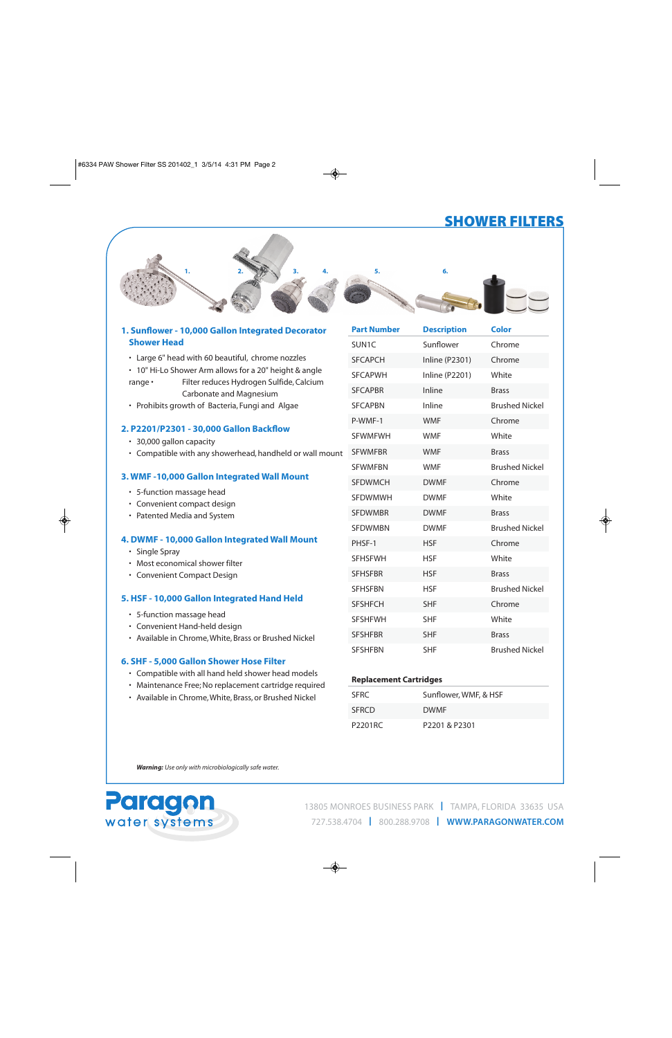# SHOWER FILTERS

1. 2. 3. 4. 5. 6.

### 1. Sunflower - 10,000 Gallon Integrated Decorator Shower Head

- Large 6" head with 60 beautiful, chrome nozzles
- 10" Hi-Lo Shower Arm allows for a 20" height & angle range
- Filter reduces Hydrogen Sulfide, Calcium Carbonate and Magnesium
- Prohibits growth of Bacteria, Fungi and Algae

### 2. P2201/P2301 - 30,000 Gallon Backflow

- 30,000 gallon capacity
- Compatible with any showerhead, handheld or wall mount

### 3. WMF -10,000 Gallon Integrated Wall Mount

- 5-function massage head
- Convenient compact design
- Patented Media and System

### 4. DWMF - 10,000 Gallon Integrated Wall Mount

- Single Spray
- Most economical shower filter
- Convenient Compact Design

### 5. HSF - 10,000 Gallon Integrated Hand Held

- 5-function massage head
- Convenient Hand-held design
- Available in Chrome, White, Brass or Brushed Nickel

### 6. SHF - 5,000 Gallon Shower Hose Filter

- Compatible with all hand held shower head models
- Maintenance Free; No replacement cartridge required
- Available in Chrome, White, Brass, or Brushed Nickel

| Part Number | Description | Color |
|---|---|---|
| SUN1C | Sunflower | Chrome |
| SFCAPCH | Inline (P2301) | Chrome |
| SFCAPWH | Inline (P2201) | White |
| SFCAPBR | Inline | Brass |
| SFCAPBN | Inline | Brushed Nickel |
| P-WMF-1 | WMF | Chrome |
| SFWMFWH | WMF | White |
| SFWMFBR | WMF | Brass |
| SFWMFBN | WMF | Brushed Nickel |
| SFDWMCH | DWMF | Chrome |
| SFDWMWH | DWMF | White |
| SFDWMBR | DWMF | Brass |
| SFDWMBN | DWMF | Brushed Nickel |
| PHSF-1 | HSF | Chrome |
| SFHSFWH | HSF | White |
| SFHSFBR | HSF | Brass |
| SFHSFBN | HSF | Brushed Nickel |
| SFSHFCH | SHF | Chrome |
| SFSHFWH | SHF | White |
| SFSHFBR | SHF | Brass |
| SFSHFBN | SHF | Brushed Nickel |

| Replacement Cartridges | |
|---|---|
| SFRC | Sunflower, WMF, & HSF |
| SFRCD | DWMF |
| P2201RC | P2201 & P2301 |

***Warning:*** *Use only with microbiologically safe water.*

**Paragon** water systems

13805 MONROES BUSINESS PARK | TAMPA, FLORIDA 33635 USA
727.538.4704 | 800.288.9708 | **WWW.PARAGONWATER.COM**